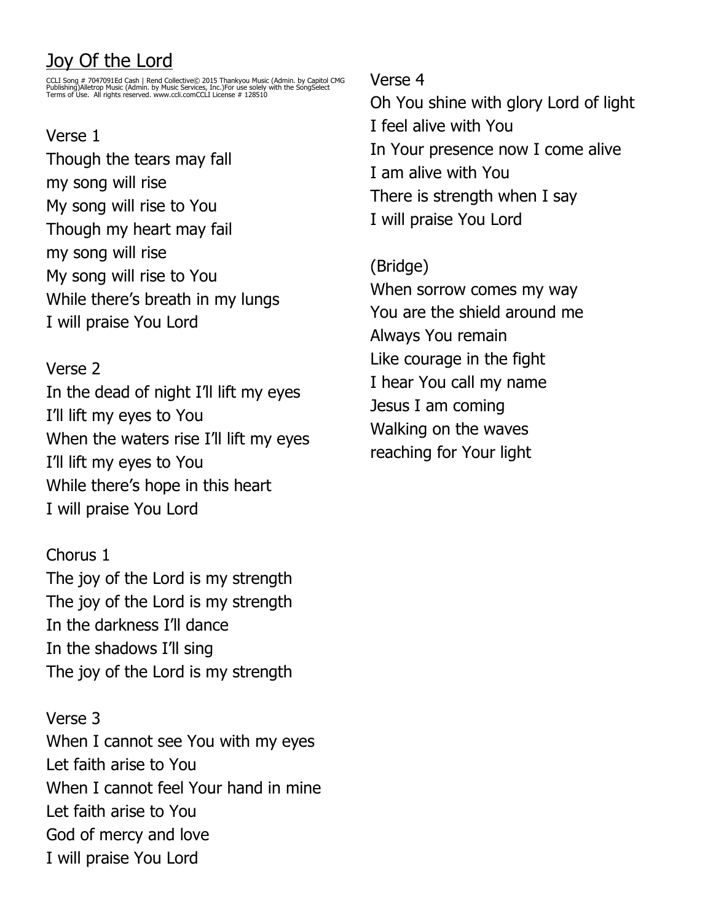# Joy Of the Lord

CCLI Song # 7047091Ed Cash | Rend Collective© 2015 Thankyou Music (Admin. by Capitol CMG Publishing)Alletrop Music (Admin. by Music Services, Inc.)For use solely with the SongSelect Terms of Use. All rights reserved. www.ccli.comCCLI License # 128510

Verse 1

Though the tears may fall
my song will rise
My song will rise to You
Though my heart may fail
my song will rise
My song will rise to You
While there's breath in my lungs
I will praise You Lord

Verse 2

In the dead of night I'll lift my eyes
I'll lift my eyes to You
When the waters rise I'll lift my eyes
I'll lift my eyes to You
While there's hope in this heart
I will praise You Lord

Chorus 1

The joy of the Lord is my strength
The joy of the Lord is my strength
In the darkness I'll dance
In the shadows I'll sing
The joy of the Lord is my strength

Verse 3

When I cannot see You with my eyes
Let faith arise to You
When I cannot feel Your hand in mine
Let faith arise to You
God of mercy and love
I will praise You Lord

Verse 4

Oh You shine with glory Lord of light
I feel alive with You
In Your presence now I come alive
I am alive with You
There is strength when I say
I will praise You Lord

(Bridge)

When sorrow comes my way
You are the shield around me
Always You remain
Like courage in the fight
I hear You call my name
Jesus I am coming
Walking on the waves
reaching for Your light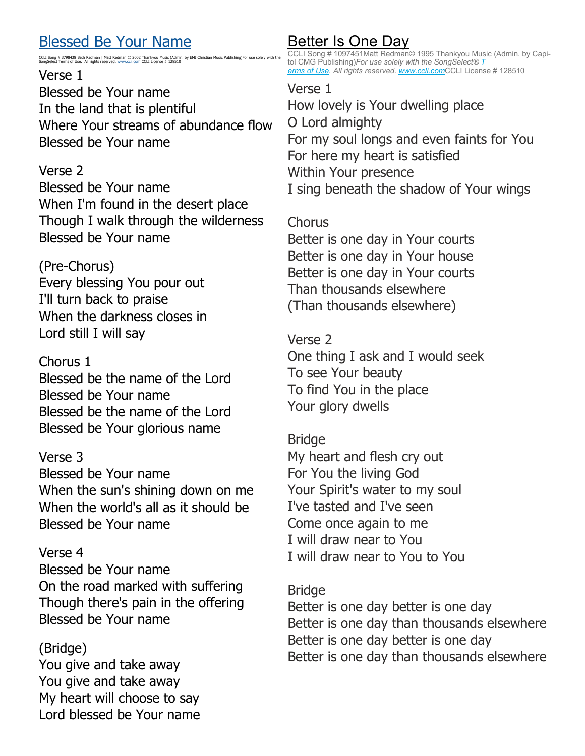# Blessed Be Your Name

CCLI Song # 3798438 Beth Redman | Matt Redman © 2002 Thankyou Music (Admin. by EMI Christian Music Publishing)For use solely with the SongSelect Terms of Use. All rights reserved. www.ccli.com CCLI License # 128510

Verse 1
Blessed be Your name
In the land that is plentiful
Where Your streams of abundance flow
Blessed be Your name

Verse 2
Blessed be Your name
When I'm found in the desert place
Though I walk through the wilderness
Blessed be Your name

(Pre-Chorus)
Every blessing You pour out
I'll turn back to praise
When the darkness closes in
Lord still I will say

Chorus 1
Blessed be the name of the Lord
Blessed be Your name
Blessed be the name of the Lord
Blessed be Your glorious name

Verse 3
Blessed be Your name
When the sun's shining down on me
When the world's all as it should be
Blessed be Your name

Verse 4
Blessed be Your name
On the road marked with suffering
Though there's pain in the offering
Blessed be Your name

(Bridge)
You give and take away
You give and take away
My heart will choose to say
Lord blessed be Your name

# Better Is One Day

CCLI Song # 1097451Matt Redman© 1995 Thankyou Music (Admin. by Capitol CMG Publishing)*For use solely with the SongSelect® Terms of Use. All rights reserved. www.ccli.com*CCLI License # 128510

Verse 1
How lovely is Your dwelling place
O Lord almighty
For my soul longs and even faints for You
For here my heart is satisfied
Within Your presence
I sing beneath the shadow of Your wings

Chorus
Better is one day in Your courts
Better is one day in Your house
Better is one day in Your courts
Than thousands elsewhere
(Than thousands elsewhere)

Verse 2
One thing I ask and I would seek
To see Your beauty
To find You in the place
Your glory dwells

Bridge
My heart and flesh cry out
For You the living God
Your Spirit's water to my soul
I've tasted and I've seen
Come once again to me
I will draw near to You
I will draw near to You to You

Bridge
Better is one day better is one day
Better is one day than thousands elsewhere
Better is one day better is one day
Better is one day than thousands elsewhere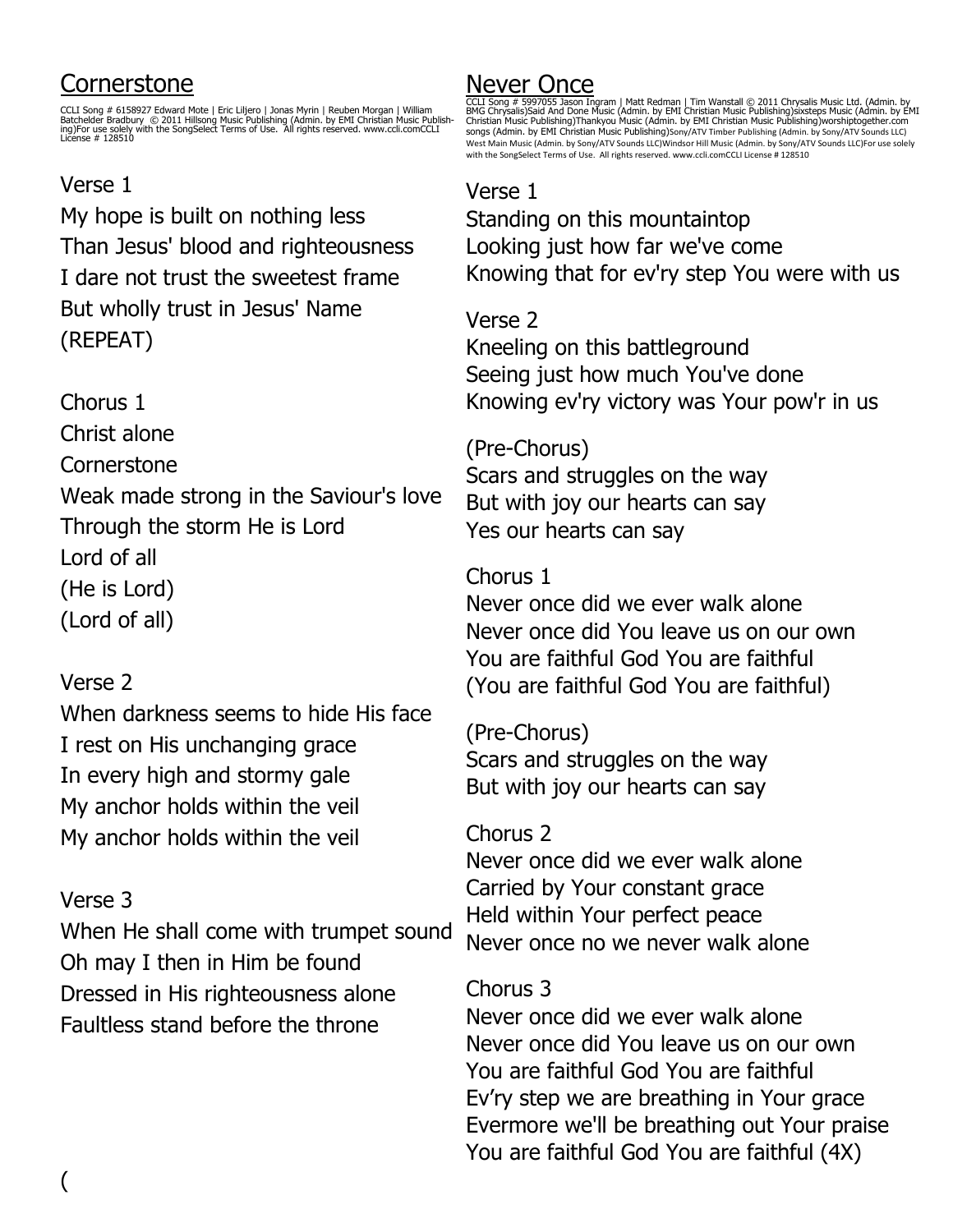## Cornerstone

CCLI Song # 6158927 Edward Mote | Eric Liljero | Jonas Myrin | Reuben Morgan | William Batchelder Bradbury © 2011 Hillsong Music Publishing (Admin. by EMI Christian Music Publishing)For use solely with the SongSelect Terms of Use. All rights reserved. www.ccli.comCCLI License # 128510

Verse 1
My hope is built on nothing less
Than Jesus' blood and righteousness
I dare not trust the sweetest frame
But wholly trust in Jesus' Name
(REPEAT)

Chorus 1
Christ alone
Cornerstone
Weak made strong in the Saviour's love
Through the storm He is Lord
Lord of all
(He is Lord)
(Lord of all)

Verse 2
When darkness seems to hide His face
I rest on His unchanging grace
In every high and stormy gale
My anchor holds within the veil
My anchor holds within the veil

Verse 3
When He shall come with trumpet sound
Oh may I then in Him be found
Dressed in His righteousness alone
Faultless stand before the throne

(

## Never Once

CCLI Song # 5997055 Jason Ingram | Matt Redman | Tim Wanstall © 2011 Chrysalis Music Ltd. (Admin. by BMG Chrysalis)Said And Done Music (Admin. by EMI Christian Music Publishing)sixsteps Music (Admin. by EMI Christian Music Publishing)Thankyou Music (Admin. by EMI Christian Music Publishing)worshiptogether.com songs (Admin. by EMI Christian Music Publishing)Sony/ATV Timber Publishing (Admin. by Sony/ATV Sounds LLC) West Main Music (Admin. by Sony/ATV Sounds LLC)Windsor Hill Music (Admin. by Sony/ATV Sounds LLC)For use solely with the SongSelect Terms of Use. All rights reserved. www.ccli.comCCLI License # 128510

Verse 1
Standing on this mountaintop
Looking just how far we've come
Knowing that for ev'ry step You were with us

Verse 2
Kneeling on this battleground
Seeing just how much You've done
Knowing ev'ry victory was Your pow'r in us

(Pre-Chorus)
Scars and struggles on the way
But with joy our hearts can say
Yes our hearts can say

Chorus 1
Never once did we ever walk alone
Never once did You leave us on our own
You are faithful God You are faithful
(You are faithful God You are faithful)

(Pre-Chorus)
Scars and struggles on the way
But with joy our hearts can say

Chorus 2
Never once did we ever walk alone
Carried by Your constant grace
Held within Your perfect peace
Never once no we never walk alone

Chorus 3
Never once did we ever walk alone
Never once did You leave us on our own
You are faithful God You are faithful
Ev'ry step we are breathing in Your grace
Evermore we'll be breathing out Your praise
You are faithful God You are faithful (4X)